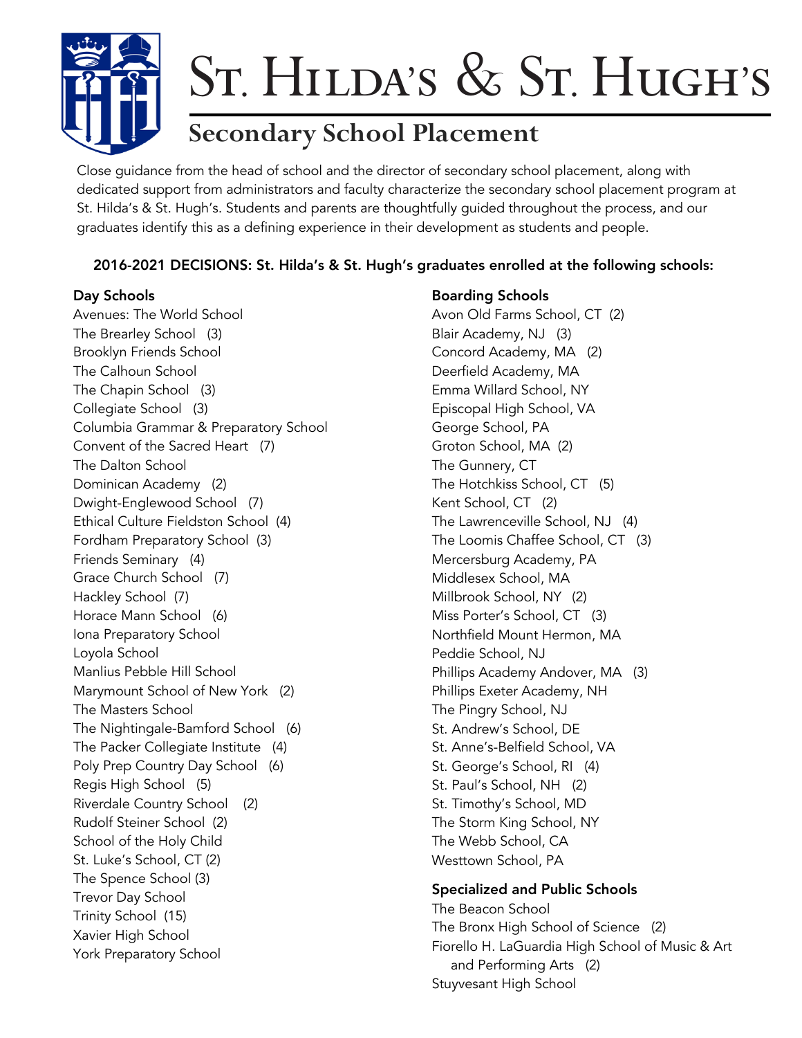# St. Hilda's & St. Hugh's

## Secondary School Placement

Close guidance from the head of school and the director of secondary school placement, along with dedicated support from administrators and faculty characterize the secondary school placement program at St. Hilda's & St. Hugh's. Students and parents are thoughtfully guided throughout the process, and our graduates identify this as a defining experience in their development as students and people.

**2016-2021 DECISIONS: St. Hilda's & St. Hugh's graduates enrolled at the following schools:**

### Day Schools

Avenues: The World School
The Brearley School (3)
Brooklyn Friends School
The Calhoun School
The Chapin School (3)
Collegiate School (3)
Columbia Grammar & Preparatory School
Convent of the Sacred Heart (7)
The Dalton School
Dominican Academy (2)
Dwight-Englewood School (7)
Ethical Culture Fieldston School (4)
Fordham Preparatory School (3)
Friends Seminary (4)
Grace Church School (7)
Hackley School (7)
Horace Mann School (6)
Iona Preparatory School
Loyola School
Manlius Pebble Hill School
Marymount School of New York (2)
The Masters School
The Nightingale-Bamford School (6)
The Packer Collegiate Institute (4)
Poly Prep Country Day School (6)
Regis High School (5)
Riverdale Country School (2)
Rudolf Steiner School (2)
School of the Holy Child
St. Luke's School, CT (2)
The Spence School (3)
Trevor Day School
Trinity School (15)
Xavier High School
York Preparatory School

### Boarding Schools

Avon Old Farms School, CT (2)
Blair Academy, NJ (3)
Concord Academy, MA (2)
Deerfield Academy, MA
Emma Willard School, NY
Episcopal High School, VA
George School, PA
Groton School, MA (2)
The Gunnery, CT
The Hotchkiss School, CT (5)
Kent School, CT (2)
The Lawrenceville School, NJ (4)
The Loomis Chaffee School, CT (3)
Mercersburg Academy, PA
Middlesex School, MA
Millbrook School, NY (2)
Miss Porter's School, CT (3)
Northfield Mount Hermon, MA
Peddie School, NJ
Phillips Academy Andover, MA (3)
Phillips Exeter Academy, NH
The Pingry School, NJ
St. Andrew's School, DE
St. Anne's-Belfield School, VA
St. George's School, RI (4)
St. Paul's School, NH (2)
St. Timothy's School, MD
The Storm King School, NY
The Webb School, CA
Westtown School, PA

### Specialized and Public Schools

The Beacon School
The Bronx High School of Science (2)
Fiorello H. LaGuardia High School of Music & Art and Performing Arts (2)
Stuyvesant High School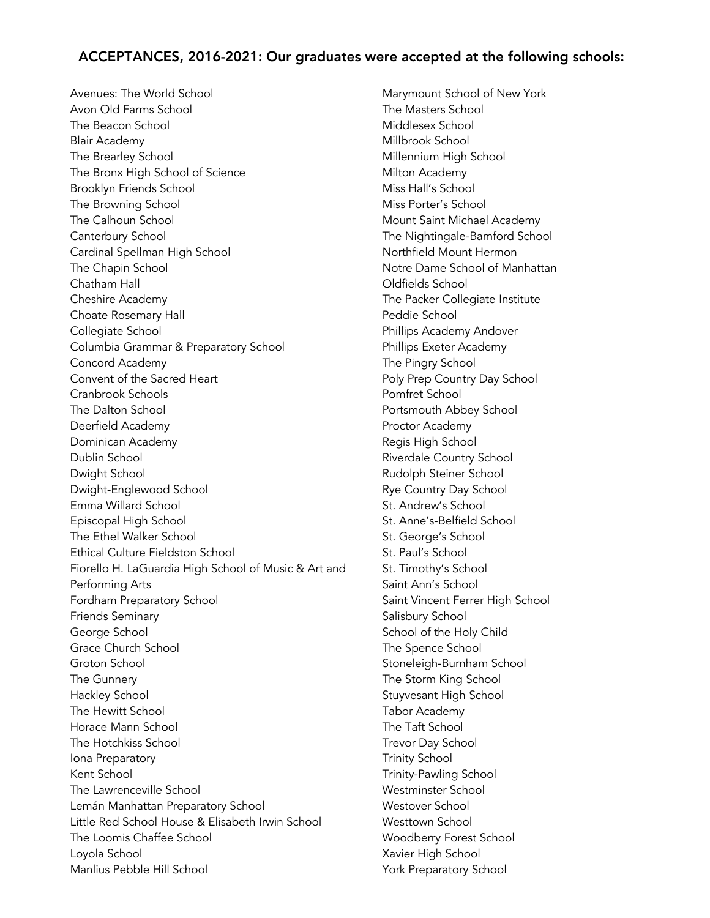## ACCEPTANCES, 2016-2021: Our graduates were accepted at the following schools:

Avenues: The World School
Avon Old Farms School
The Beacon School
Blair Academy
The Brearley School
The Bronx High School of Science
Brooklyn Friends School
The Browning School
The Calhoun School
Canterbury School
Cardinal Spellman High School
The Chapin School
Chatham Hall
Cheshire Academy
Choate Rosemary Hall
Collegiate School
Columbia Grammar & Preparatory School
Concord Academy
Convent of the Sacred Heart
Cranbrook Schools
The Dalton School
Deerfield Academy
Dominican Academy
Dublin School
Dwight School
Dwight-Englewood School
Emma Willard School
Episcopal High School
The Ethel Walker School
Ethical Culture Fieldston School
Fiorello H. LaGuardia High School of Music & Art and Performing Arts
Fordham Preparatory School
Friends Seminary
George School
Grace Church School
Groton School
The Gunnery
Hackley School
The Hewitt School
Horace Mann School
The Hotchkiss School
Iona Preparatory
Kent School
The Lawrenceville School
Lemán Manhattan Preparatory School
Little Red School House & Elisabeth Irwin School
The Loomis Chaffee School
Loyola School
Manlius Pebble Hill School
Marymount School of New York
The Masters School
Middlesex School
Millbrook School
Millennium High School
Milton Academy
Miss Hall's School
Miss Porter's School
Mount Saint Michael Academy
The Nightingale-Bamford School
Northfield Mount Hermon
Notre Dame School of Manhattan
Oldfields School
The Packer Collegiate Institute
Peddie School
Phillips Academy Andover
Phillips Exeter Academy
The Pingry School
Poly Prep Country Day School
Pomfret School
Portsmouth Abbey School
Proctor Academy
Regis High School
Riverdale Country School
Rudolph Steiner School
Rye Country Day School
St. Andrew's School
St. Anne's-Belfield School
St. George's School
St. Paul's School
St. Timothy's School
Saint Ann's School
Saint Vincent Ferrer High School
Salisbury School
School of the Holy Child
The Spence School
Stoneleigh-Burnham School
The Storm King School
Stuyvesant High School
Tabor Academy
The Taft School
Trevor Day School
Trinity School
Trinity-Pawling School
Westminster School
Westover School
Westtown School
Woodberry Forest School
Xavier High School
York Preparatory School